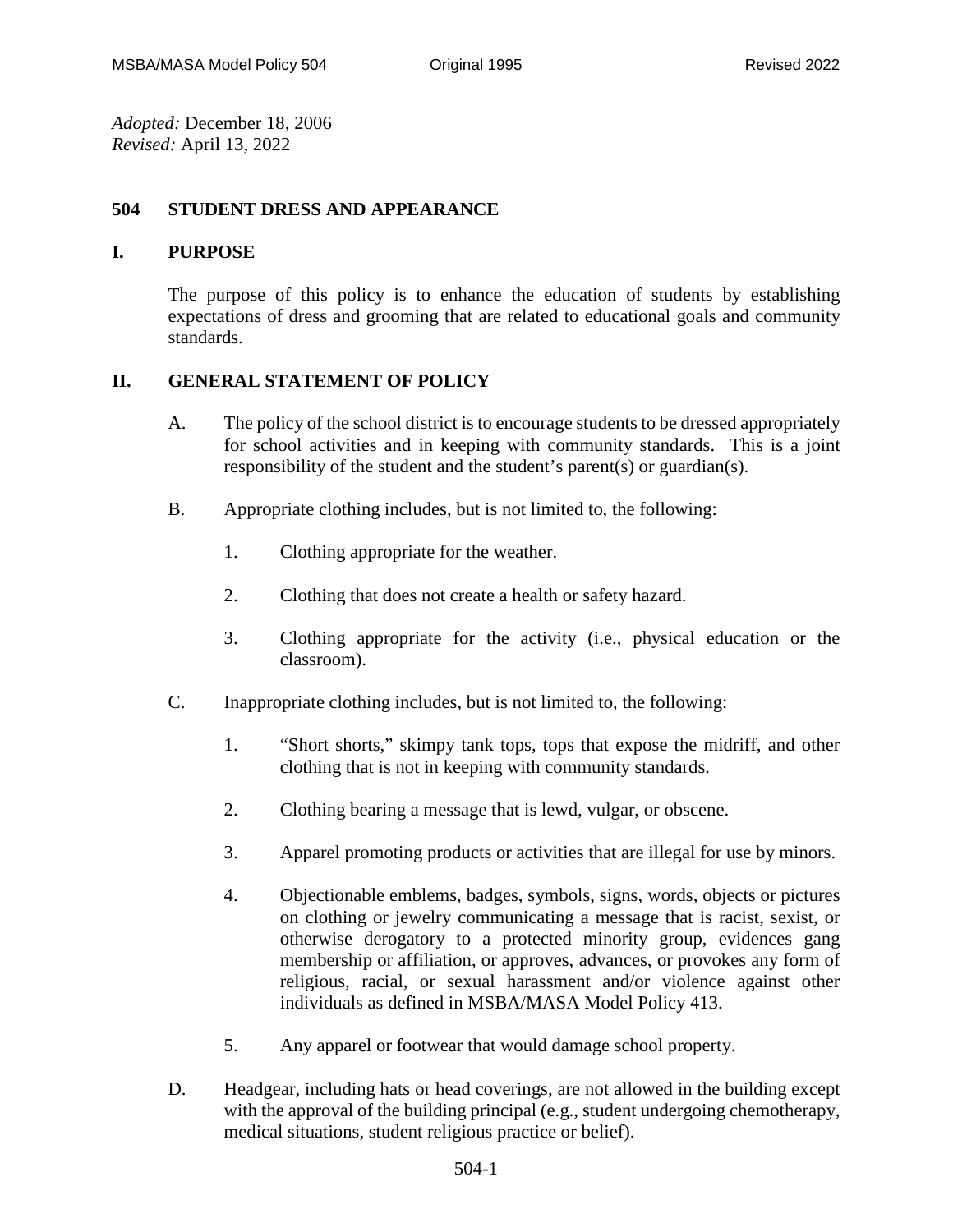*Adopted:* December 18, 2006
*Revised:* April 13, 2022

# 504 STUDENT DRESS AND APPEARANCE

## I. PURPOSE

The purpose of this policy is to enhance the education of students by establishing expectations of dress and grooming that are related to educational goals and community standards.

## II. GENERAL STATEMENT OF POLICY

A. The policy of the school district is to encourage students to be dressed appropriately for school activities and in keeping with community standards. This is a joint responsibility of the student and the student's parent(s) or guardian(s).

B. Appropriate clothing includes, but is not limited to, the following:

1. Clothing appropriate for the weather.

2. Clothing that does not create a health or safety hazard.

3. Clothing appropriate for the activity (i.e., physical education or the classroom).

C. Inappropriate clothing includes, but is not limited to, the following:

1. "Short shorts," skimpy tank tops, tops that expose the midriff, and other clothing that is not in keeping with community standards.

2. Clothing bearing a message that is lewd, vulgar, or obscene.

3. Apparel promoting products or activities that are illegal for use by minors.

4. Objectionable emblems, badges, symbols, signs, words, objects or pictures on clothing or jewelry communicating a message that is racist, sexist, or otherwise derogatory to a protected minority group, evidences gang membership or affiliation, or approves, advances, or provokes any form of religious, racial, or sexual harassment and/or violence against other individuals as defined in MSBA/MASA Model Policy 413.

5. Any apparel or footwear that would damage school property.

D. Headgear, including hats or head coverings, are not allowed in the building except with the approval of the building principal (e.g., student undergoing chemotherapy, medical situations, student religious practice or belief).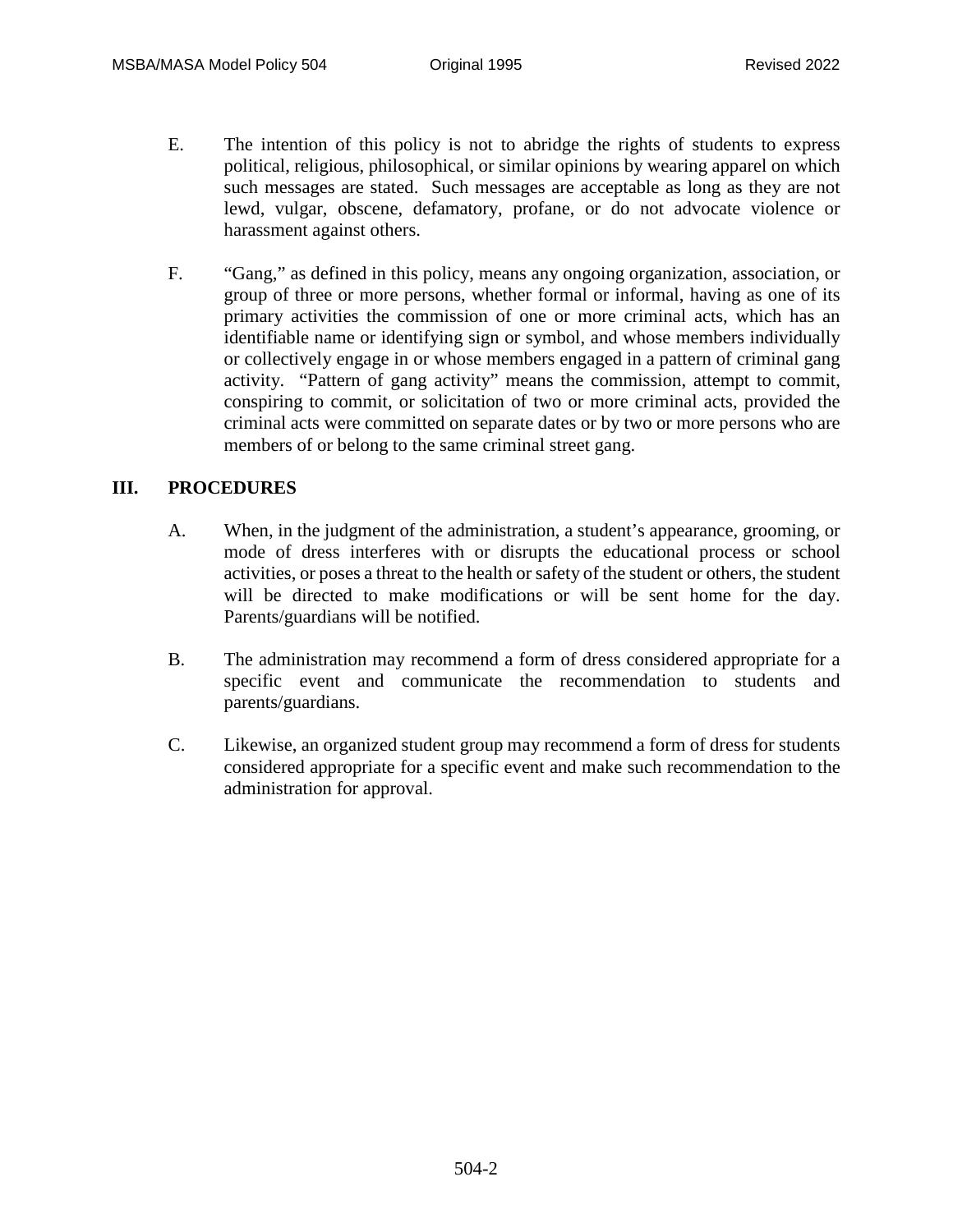E. The intention of this policy is not to abridge the rights of students to express political, religious, philosophical, or similar opinions by wearing apparel on which such messages are stated. Such messages are acceptable as long as they are not lewd, vulgar, obscene, defamatory, profane, or do not advocate violence or harassment against others.

F. "Gang," as defined in this policy, means any ongoing organization, association, or group of three or more persons, whether formal or informal, having as one of its primary activities the commission of one or more criminal acts, which has an identifiable name or identifying sign or symbol, and whose members individually or collectively engage in or whose members engaged in a pattern of criminal gang activity. "Pattern of gang activity" means the commission, attempt to commit, conspiring to commit, or solicitation of two or more criminal acts, provided the criminal acts were committed on separate dates or by two or more persons who are members of or belong to the same criminal street gang.

## III. PROCEDURES

A. When, in the judgment of the administration, a student's appearance, grooming, or mode of dress interferes with or disrupts the educational process or school activities, or poses a threat to the health or safety of the student or others, the student will be directed to make modifications or will be sent home for the day. Parents/guardians will be notified.

B. The administration may recommend a form of dress considered appropriate for a specific event and communicate the recommendation to students and parents/guardians.

C. Likewise, an organized student group may recommend a form of dress for students considered appropriate for a specific event and make such recommendation to the administration for approval.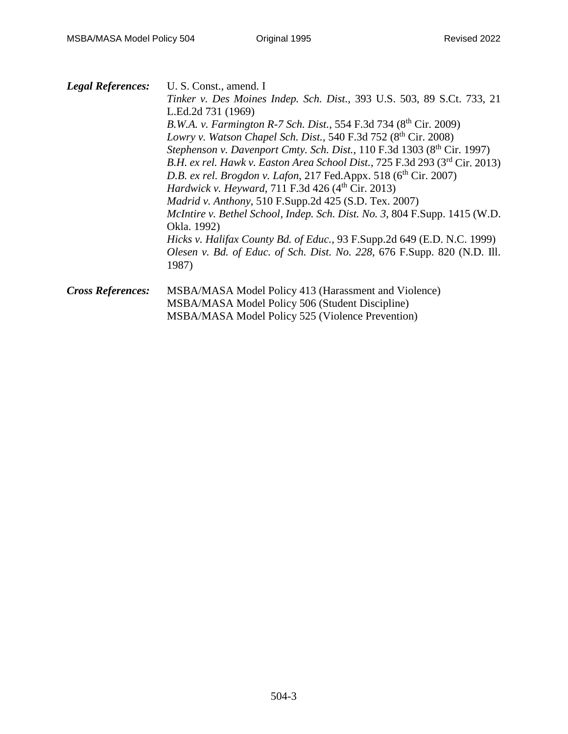***Legal References:*** U. S. Const., amend. I
*Tinker v. Des Moines Indep. Sch. Dist.*, 393 U.S. 503, 89 S.Ct. 733, 21 L.Ed.2d 731 (1969)
*B.W.A. v. Farmington R-7 Sch. Dist.*, 554 F.3d 734 (8th Cir. 2009)
*Lowry v. Watson Chapel Sch. Dist.*, 540 F.3d 752 (8th Cir. 2008)
*Stephenson v. Davenport Cmty. Sch. Dist.*, 110 F.3d 1303 (8th Cir. 1997)
*B.H. ex rel. Hawk v. Easton Area School Dist.*, 725 F.3d 293 (3rd Cir. 2013)
*D.B. ex rel. Brogdon v. Lafon*, 217 Fed.Appx. 518 (6th Cir. 2007)
*Hardwick v. Heyward*, 711 F.3d 426 (4th Cir. 2013)
*Madrid v. Anthony*, 510 F.Supp.2d 425 (S.D. Tex. 2007)
*McIntire v. Bethel School, Indep. Sch. Dist. No. 3*, 804 F.Supp. 1415 (W.D. Okla. 1992)
*Hicks v. Halifax County Bd. of Educ.*, 93 F.Supp.2d 649 (E.D. N.C. 1999)
*Olesen v. Bd. of Educ. of Sch. Dist. No. 228*, 676 F.Supp. 820 (N.D. Ill. 1987)

***Cross References:*** MSBA/MASA Model Policy 413 (Harassment and Violence)
MSBA/MASA Model Policy 506 (Student Discipline)
MSBA/MASA Model Policy 525 (Violence Prevention)